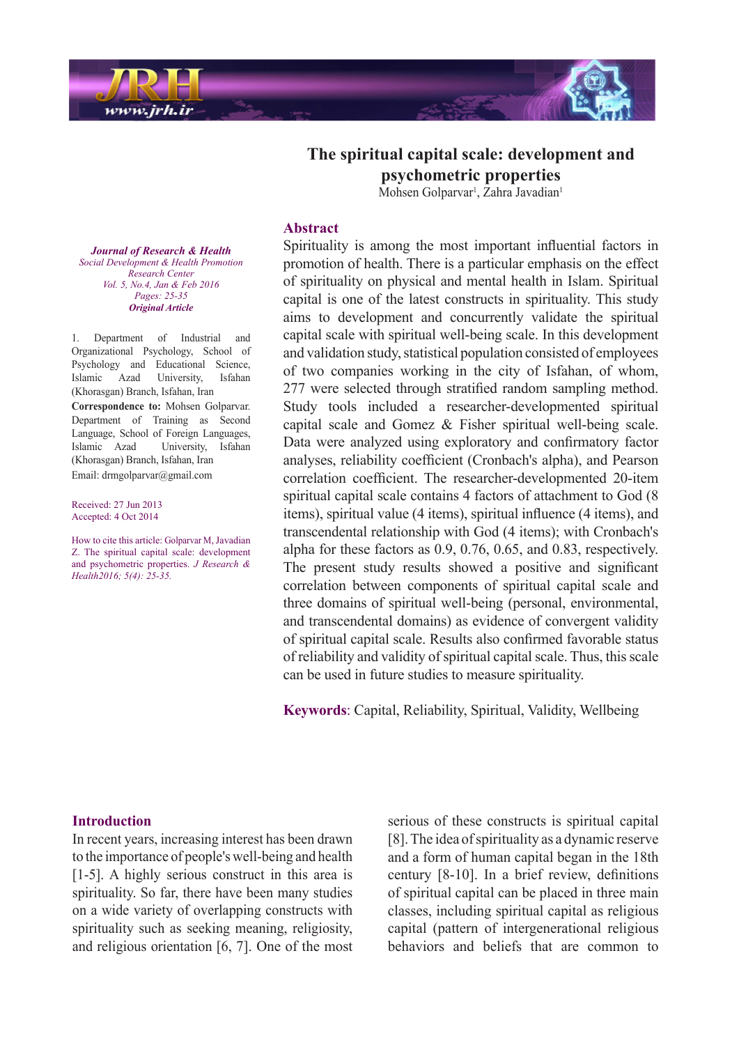# The spiritual capital scale: development and psychometric properties

Mohsen Golparvar[1], Zahra Javadian[1]

*Journal of Research & Health*
*Social Development & Health Promotion Research Center*
*Vol. 5, No.4, Jan & Feb 2016*
*Pages: 25-35*
***Original Article***

1. Department of Industrial and Organizational Psychology, School of Psychology and Educational Science, Islamic Azad University, Isfahan (Khorasgan) Branch, Isfahan, Iran

**Correspondence to:** Mohsen Golparvar. Department of Training as Second Language, School of Foreign Languages, Islamic Azad University, Isfahan (Khorasgan) Branch, Isfahan, Iran

Email: drmgolparvar@gmail.com

Received: 27 Jun 2013
Accepted: 4 Oct 2014

How to cite this article: Golparvar M, Javadian Z. The spiritual capital scale: development and psychometric properties. *J Research & Health2016; 5(4): 25-35.*

## Abstract

Spirituality is among the most important influential factors in promotion of health. There is a particular emphasis on the effect of spirituality on physical and mental health in Islam. Spiritual capital is one of the latest constructs in spirituality. This study aims to development and concurrently validate the spiritual capital scale with spiritual well-being scale. In this development and validation study, statistical population consisted of employees of two companies working in the city of Isfahan, of whom, 277 were selected through stratified random sampling method. Study tools included a researcher-developmented spiritual capital scale and Gomez & Fisher spiritual well-being scale. Data were analyzed using exploratory and confirmatory factor analyses, reliability coefficient (Cronbach's alpha), and Pearson correlation coefficient. The researcher-developmented 20-item spiritual capital scale contains 4 factors of attachment to God (8 items), spiritual value (4 items), spiritual influence (4 items), and transcendental relationship with God (4 items); with Cronbach's alpha for these factors as 0.9, 0.76, 0.65, and 0.83, respectively. The present study results showed a positive and significant correlation between components of spiritual capital scale and three domains of spiritual well-being (personal, environmental, and transcendental domains) as evidence of convergent validity of spiritual capital scale. Results also confirmed favorable status of reliability and validity of spiritual capital scale. Thus, this scale can be used in future studies to measure spirituality.

**Keywords**: Capital, Reliability, Spiritual, Validity, Wellbeing

## Introduction

In recent years, increasing interest has been drawn to the importance of people's well-being and health [1-5]. A highly serious construct in this area is spirituality. So far, there have been many studies on a wide variety of overlapping constructs with spirituality such as seeking meaning, religiosity, and religious orientation [6, 7]. One of the most serious of these constructs is spiritual capital [8]. The idea of spirituality as a dynamic reserve and a form of human capital began in the 18th century [8-10]. In a brief review, definitions of spiritual capital can be placed in three main classes, including spiritual capital as religious capital (pattern of intergenerational religious behaviors and beliefs that are common to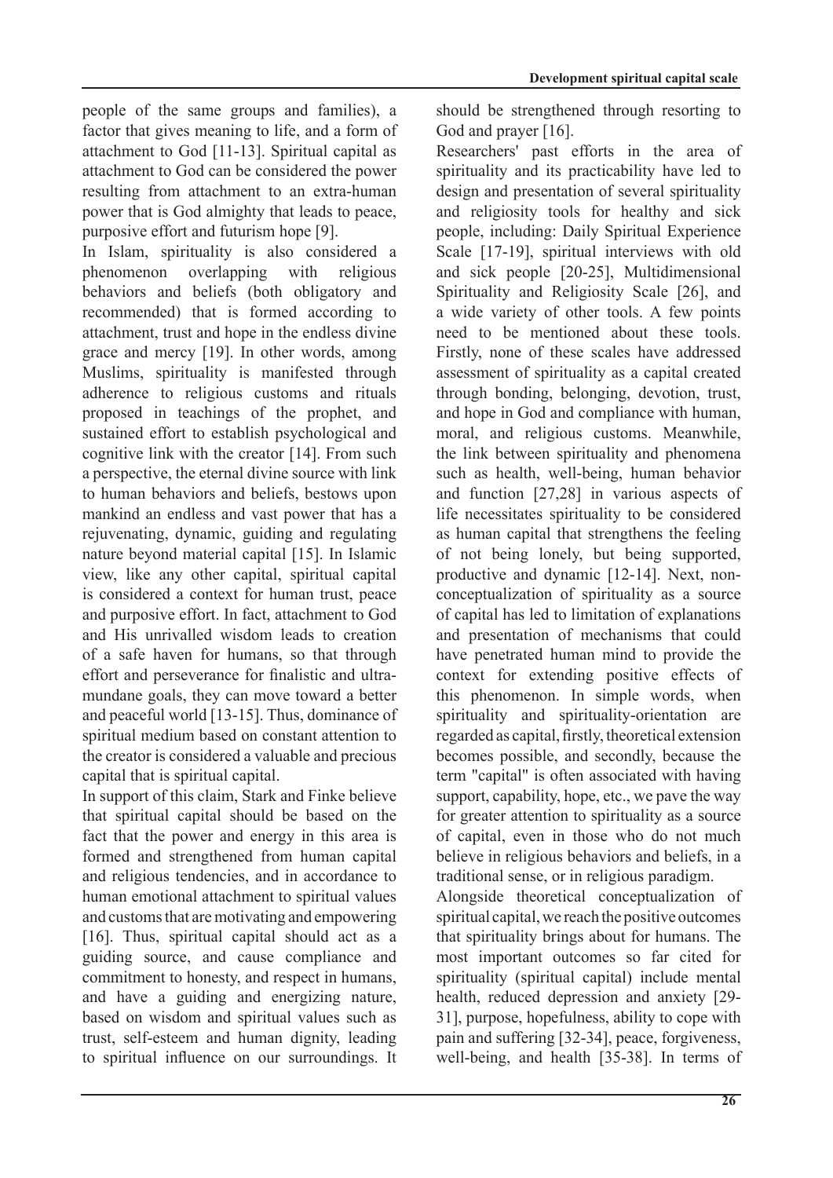people of the same groups and families), a factor that gives meaning to life, and a form of attachment to God [11-13]. Spiritual capital as attachment to God can be considered the power resulting from attachment to an extra-human power that is God almighty that leads to peace, purposive effort and futurism hope [9].

In Islam, spirituality is also considered a phenomenon overlapping with religious behaviors and beliefs (both obligatory and recommended) that is formed according to attachment, trust and hope in the endless divine grace and mercy [19]. In other words, among Muslims, spirituality is manifested through adherence to religious customs and rituals proposed in teachings of the prophet, and sustained effort to establish psychological and cognitive link with the creator [14]. From such a perspective, the eternal divine source with link to human behaviors and beliefs, bestows upon mankind an endless and vast power that has a rejuvenating, dynamic, guiding and regulating nature beyond material capital [15]. In Islamic view, like any other capital, spiritual capital is considered a context for human trust, peace and purposive effort. In fact, attachment to God and His unrivalled wisdom leads to creation of a safe haven for humans, so that through effort and perseverance for finalistic and ultra-mundane goals, they can move toward a better and peaceful world [13-15]. Thus, dominance of spiritual medium based on constant attention to the creator is considered a valuable and precious capital that is spiritual capital.

In support of this claim, Stark and Finke believe that spiritual capital should be based on the fact that the power and energy in this area is formed and strengthened from human capital and religious tendencies, and in accordance to human emotional attachment to spiritual values and customs that are motivating and empowering [16]. Thus, spiritual capital should act as a guiding source, and cause compliance and commitment to honesty, and respect in humans, and have a guiding and energizing nature, based on wisdom and spiritual values such as trust, self-esteem and human dignity, leading to spiritual influence on our surroundings. It should be strengthened through resorting to God and prayer [16].

Researchers' past efforts in the area of spirituality and its practicability have led to design and presentation of several spirituality and religiosity tools for healthy and sick people, including: Daily Spiritual Experience Scale [17-19], spiritual interviews with old and sick people [20-25], Multidimensional Spirituality and Religiosity Scale [26], and a wide variety of other tools. A few points need to be mentioned about these tools. Firstly, none of these scales have addressed assessment of spirituality as a capital created through bonding, belonging, devotion, trust, and hope in God and compliance with human, moral, and religious customs. Meanwhile, the link between spirituality and phenomena such as health, well-being, human behavior and function [27,28] in various aspects of life necessitates spirituality to be considered as human capital that strengthens the feeling of not being lonely, but being supported, productive and dynamic [12-14]. Next, non-conceptualization of spirituality as a source of capital has led to limitation of explanations and presentation of mechanisms that could have penetrated human mind to provide the context for extending positive effects of this phenomenon. In simple words, when spirituality and spirituality-orientation are regarded as capital, firstly, theoretical extension becomes possible, and secondly, because the term "capital" is often associated with having support, capability, hope, etc., we pave the way for greater attention to spirituality as a source of capital, even in those who do not much believe in religious behaviors and beliefs, in a traditional sense, or in religious paradigm.

Alongside theoretical conceptualization of spiritual capital, we reach the positive outcomes that spirituality brings about for humans. The most important outcomes so far cited for spirituality (spiritual capital) include mental health, reduced depression and anxiety [29-31], purpose, hopefulness, ability to cope with pain and suffering [32-34], peace, forgiveness, well-being, and health [35-38]. In terms of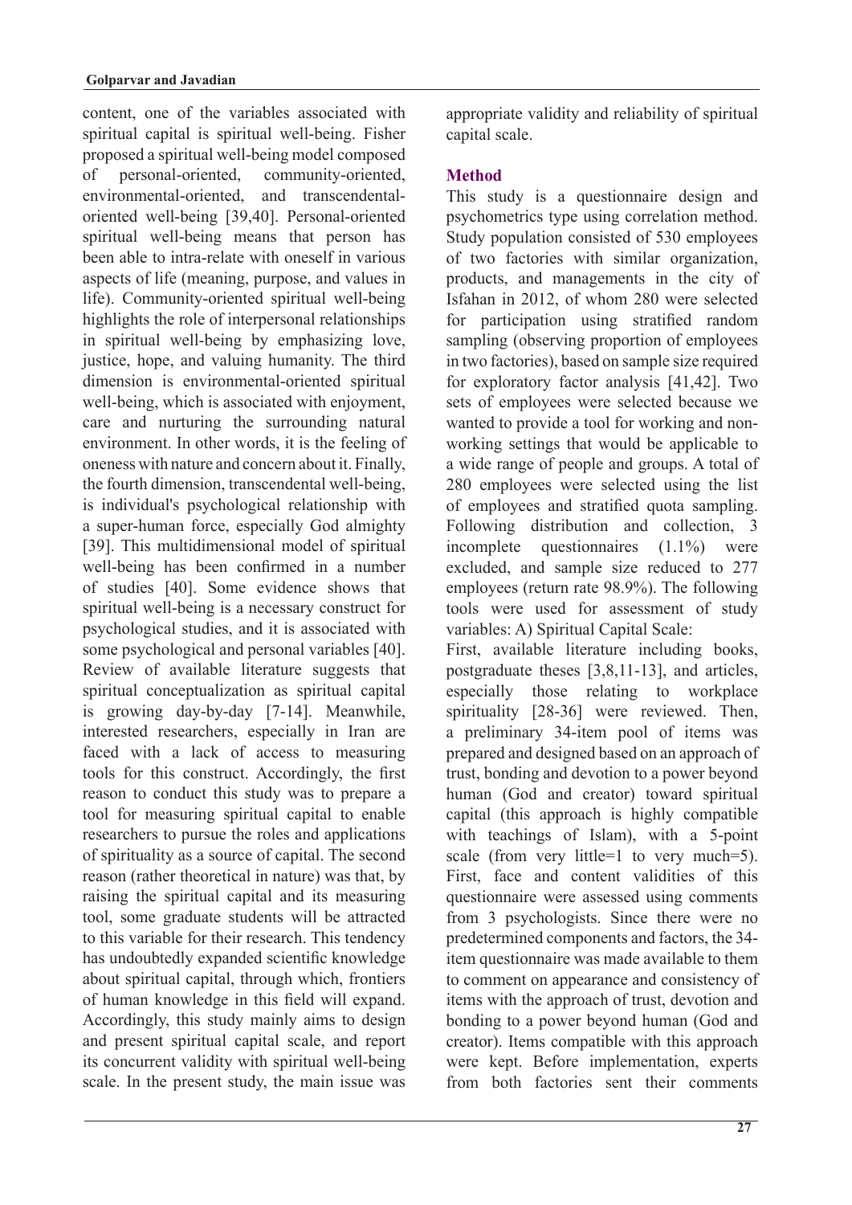content, one of the variables associated with spiritual capital is spiritual well-being. Fisher proposed a spiritual well-being model composed of personal-oriented, community-oriented, environmental-oriented, and transcendental-oriented well-being [39,40]. Personal-oriented spiritual well-being means that person has been able to intra-relate with oneself in various aspects of life (meaning, purpose, and values in life). Community-oriented spiritual well-being highlights the role of interpersonal relationships in spiritual well-being by emphasizing love, justice, hope, and valuing humanity. The third dimension is environmental-oriented spiritual well-being, which is associated with enjoyment, care and nurturing the surrounding natural environment. In other words, it is the feeling of oneness with nature and concern about it. Finally, the fourth dimension, transcendental well-being, is individual's psychological relationship with a super-human force, especially God almighty [39]. This multidimensional model of spiritual well-being has been confirmed in a number of studies [40]. Some evidence shows that spiritual well-being is a necessary construct for psychological studies, and it is associated with some psychological and personal variables [40]. Review of available literature suggests that spiritual conceptualization as spiritual capital is growing day-by-day [7-14]. Meanwhile, interested researchers, especially in Iran are faced with a lack of access to measuring tools for this construct. Accordingly, the first reason to conduct this study was to prepare a tool for measuring spiritual capital to enable researchers to pursue the roles and applications of spirituality as a source of capital. The second reason (rather theoretical in nature) was that, by raising the spiritual capital and its measuring tool, some graduate students will be attracted to this variable for their research. This tendency has undoubtedly expanded scientific knowledge about spiritual capital, through which, frontiers of human knowledge in this field will expand. Accordingly, this study mainly aims to design and present spiritual capital scale, and report its concurrent validity with spiritual well-being scale. In the present study, the main issue was appropriate validity and reliability of spiritual capital scale.

## Method

This study is a questionnaire design and psychometrics type using correlation method. Study population consisted of 530 employees of two factories with similar organization, products, and managements in the city of Isfahan in 2012, of whom 280 were selected for participation using stratified random sampling (observing proportion of employees in two factories), based on sample size required for exploratory factor analysis [41,42]. Two sets of employees were selected because we wanted to provide a tool for working and non-working settings that would be applicable to a wide range of people and groups. A total of 280 employees were selected using the list of employees and stratified quota sampling. Following distribution and collection, 3 incomplete questionnaires (1.1%) were excluded, and sample size reduced to 277 employees (return rate 98.9%). The following tools were used for assessment of study variables: A) Spiritual Capital Scale:

First, available literature including books, postgraduate theses [3,8,11-13], and articles, especially those relating to workplace spirituality [28-36] were reviewed. Then, a preliminary 34-item pool of items was prepared and designed based on an approach of trust, bonding and devotion to a power beyond human (God and creator) toward spiritual capital (this approach is highly compatible with teachings of Islam), with a 5-point scale (from very little=1 to very much=5). First, face and content validities of this questionnaire were assessed using comments from 3 psychologists. Since there were no predetermined components and factors, the 34-item questionnaire was made available to them to comment on appearance and consistency of items with the approach of trust, devotion and bonding to a power beyond human (God and creator). Items compatible with this approach were kept. Before implementation, experts from both factories sent their comments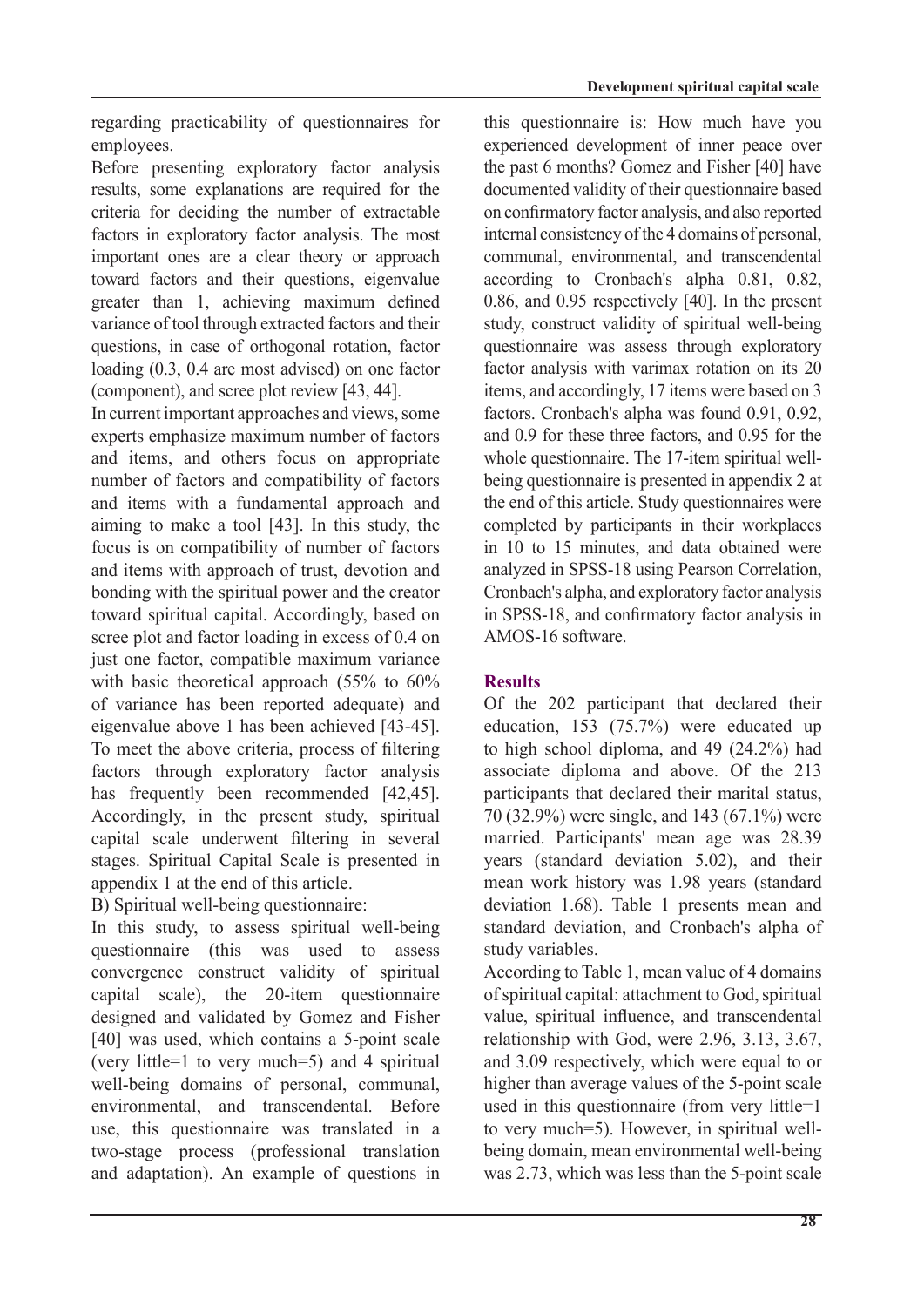regarding practicability of questionnaires for employees.

Before presenting exploratory factor analysis results, some explanations are required for the criteria for deciding the number of extractable factors in exploratory factor analysis. The most important ones are a clear theory or approach toward factors and their questions, eigenvalue greater than 1, achieving maximum defined variance of tool through extracted factors and their questions, in case of orthogonal rotation, factor loading (0.3, 0.4 are most advised) on one factor (component), and scree plot review [43, 44].

In current important approaches and views, some experts emphasize maximum number of factors and items, and others focus on appropriate number of factors and compatibility of factors and items with a fundamental approach and aiming to make a tool [43]. In this study, the focus is on compatibility of number of factors and items with approach of trust, devotion and bonding with the spiritual power and the creator toward spiritual capital. Accordingly, based on scree plot and factor loading in excess of 0.4 on just one factor, compatible maximum variance with basic theoretical approach (55% to 60% of variance has been reported adequate) and eigenvalue above 1 has been achieved [43-45]. To meet the above criteria, process of filtering factors through exploratory factor analysis has frequently been recommended [42,45]. Accordingly, in the present study, spiritual capital scale underwent filtering in several stages. Spiritual Capital Scale is presented in appendix 1 at the end of this article.

B) Spiritual well-being questionnaire:

In this study, to assess spiritual well-being questionnaire (this was used to assess convergence construct validity of spiritual capital scale), the 20-item questionnaire designed and validated by Gomez and Fisher [40] was used, which contains a 5-point scale (very little=1 to very much=5) and 4 spiritual well-being domains of personal, communal, environmental, and transcendental. Before use, this questionnaire was translated in a two-stage process (professional translation and adaptation). An example of questions in this questionnaire is: How much have you experienced development of inner peace over the past 6 months? Gomez and Fisher [40] have documented validity of their questionnaire based on confirmatory factor analysis, and also reported internal consistency of the 4 domains of personal, communal, environmental, and transcendental according to Cronbach's alpha 0.81, 0.82, 0.86, and 0.95 respectively [40]. In the present study, construct validity of spiritual well-being questionnaire was assess through exploratory factor analysis with varimax rotation on its 20 items, and accordingly, 17 items were based on 3 factors. Cronbach's alpha was found 0.91, 0.92, and 0.9 for these three factors, and 0.95 for the whole questionnaire. The 17-item spiritual well-being questionnaire is presented in appendix 2 at the end of this article. Study questionnaires were completed by participants in their workplaces in 10 to 15 minutes, and data obtained were analyzed in SPSS-18 using Pearson Correlation, Cronbach's alpha, and exploratory factor analysis in SPSS-18, and confirmatory factor analysis in AMOS-16 software.

## Results

Of the 202 participant that declared their education, 153 (75.7%) were educated up to high school diploma, and 49 (24.2%) had associate diploma and above. Of the 213 participants that declared their marital status, 70 (32.9%) were single, and 143 (67.1%) were married. Participants' mean age was 28.39 years (standard deviation 5.02), and their mean work history was 1.98 years (standard deviation 1.68). Table 1 presents mean and standard deviation, and Cronbach's alpha of study variables.

According to Table 1, mean value of 4 domains of spiritual capital: attachment to God, spiritual value, spiritual influence, and transcendental relationship with God, were 2.96, 3.13, 3.67, and 3.09 respectively, which were equal to or higher than average values of the 5-point scale used in this questionnaire (from very little=1 to very much=5). However, in spiritual well-being domain, mean environmental well-being was 2.73, which was less than the 5-point scale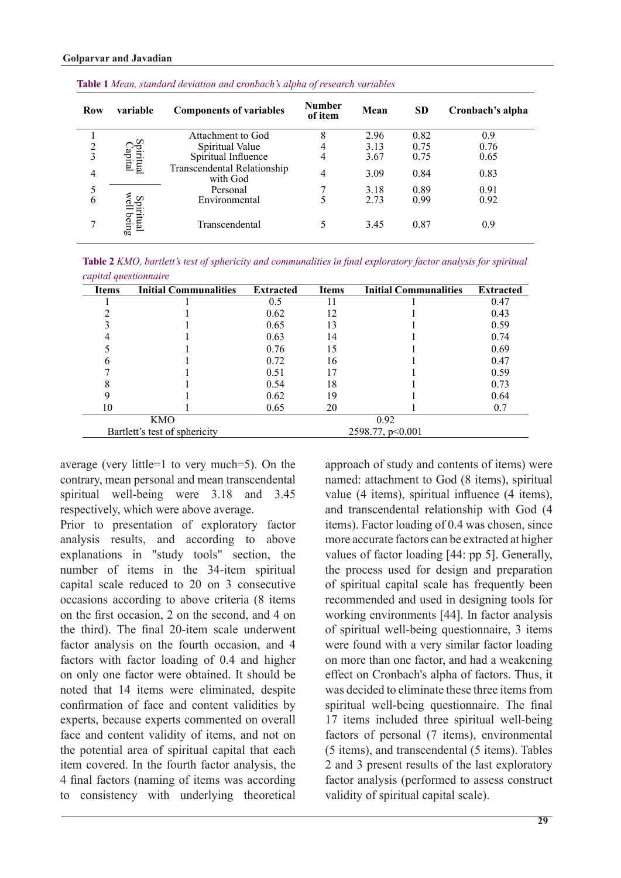**Table 1** *Mean, standard deviation and cronbach's alpha of research variables*

| Row | variable | Components of variables | Number of item | Mean | SD | Cronbach's alpha |
|---|---|---|---|---|---|---|
| 1 | Spiritual Capital | Attachment to God | 8 | 2.96 | 0.82 | 0.9 |
| 2 | | Spiritual Value | 4 | 3.13 | 0.75 | 0.76 |
| 3 | | Spiritual Influence | 4 | 3.67 | 0.75 | 0.65 |
| 4 | | Transcendental Relationship with God | 4 | 3.09 | 0.84 | 0.83 |
| 5 | Spiritual well being | Personal | 7 | 3.18 | 0.89 | 0.91 |
| 6 | | Environmental | 5 | 2.73 | 0.99 | 0.92 |
| 7 | | Transcendental | 5 | 3.45 | 0.87 | 0.9 |

**Table 2** *KMO, bartlett's test of sphericity and communalities in final exploratory factor analysis for spiritual capital questionnaire*

| Items | Initial Communalities | Extracted | Items | Initial Communalities | Extracted |
|---|---|---|---|---|---|
| 1 | 1 | 0.5 | 11 | 1 | 0.47 |
| 2 | 1 | 0.62 | 12 | 1 | 0.43 |
| 3 | 1 | 0.65 | 13 | 1 | 0.59 |
| 4 | 1 | 0.63 | 14 | 1 | 0.74 |
| 5 | 1 | 0.76 | 15 | 1 | 0.69 |
| 6 | 1 | 0.72 | 16 | 1 | 0.47 |
| 7 | 1 | 0.51 | 17 | 1 | 0.59 |
| 8 | 1 | 0.54 | 18 | 1 | 0.73 |
| 9 | 1 | 0.62 | 19 | 1 | 0.64 |
| 10 | 1 | 0.65 | 20 | 1 | 0.7 |
| KMO | | | 0.92 | | |
| Bartlett's test of sphericity | | | 2598.77, $p<0.001$ | | |

average (very little=1 to very much=5). On the contrary, mean personal and mean transcendental spiritual well-being were 3.18 and 3.45 respectively, which were above average.

Prior to presentation of exploratory factor analysis results, and according to above explanations in "study tools" section, the number of items in the 34-item spiritual capital scale reduced to 20 on 3 consecutive occasions according to above criteria (8 items on the first occasion, 2 on the second, and 4 on the third). The final 20-item scale underwent factor analysis on the fourth occasion, and 4 factors with factor loading of 0.4 and higher on only one factor were obtained. It should be noted that 14 items were eliminated, despite confirmation of face and content validities by experts, because experts commented on overall face and content validity of items, and not on the potential area of spiritual capital that each item covered. In the fourth factor analysis, the 4 final factors (naming of items was according to consistency with underlying theoretical approach of study and contents of items) were named: attachment to God (8 items), spiritual value (4 items), spiritual influence (4 items), and transcendental relationship with God (4 items). Factor loading of 0.4 was chosen, since more accurate factors can be extracted at higher values of factor loading [44: pp 5]. Generally, the process used for design and preparation of spiritual capital scale has frequently been recommended and used in designing tools for working environments [44]. In factor analysis of spiritual well-being questionnaire, 3 items were found with a very similar factor loading on more than one factor, and had a weakening effect on Cronbach's alpha of factors. Thus, it was decided to eliminate these three items from spiritual well-being questionnaire. The final 17 items included three spiritual well-being factors of personal (7 items), environmental (5 items), and transcendental (5 items). Tables 2 and 3 present results of the last exploratory factor analysis (performed to assess construct validity of spiritual capital scale).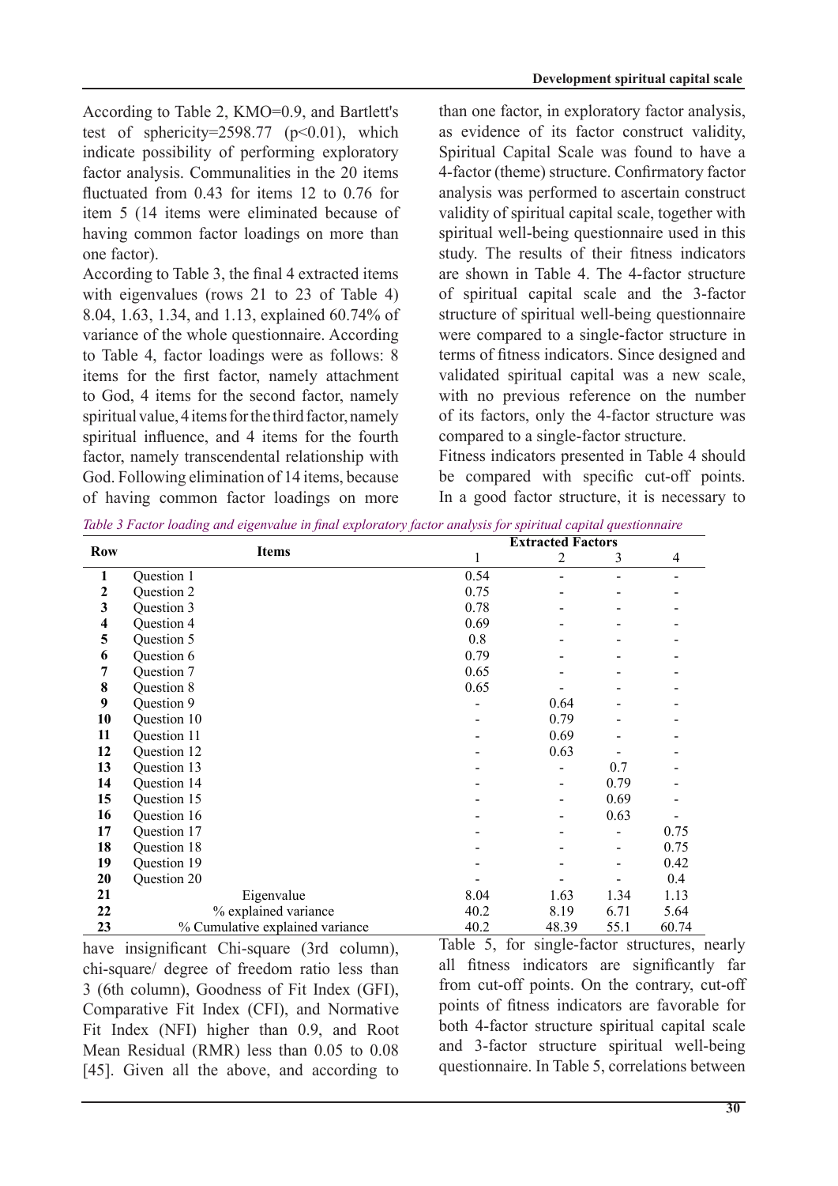According to Table 2, KMO=0.9, and Bartlett's test of sphericity=2598.77 ($p<0.01$), which indicate possibility of performing exploratory factor analysis. Communalities in the 20 items fluctuated from 0.43 for items 12 to 0.76 for item 5 (14 items were eliminated because of having common factor loadings on more than one factor).

According to Table 3, the final 4 extracted items with eigenvalues (rows 21 to 23 of Table 4) 8.04, 1.63, 1.34, and 1.13, explained 60.74% of variance of the whole questionnaire. According to Table 4, factor loadings were as follows: 8 items for the first factor, namely attachment to God, 4 items for the second factor, namely spiritual value, 4 items for the third factor, namely spiritual influence, and 4 items for the fourth factor, namely transcendental relationship with God. Following elimination of 14 items, because of having common factor loadings on more than one factor, in exploratory factor analysis, as evidence of its factor construct validity, Spiritual Capital Scale was found to have a 4-factor (theme) structure. Confirmatory factor analysis was performed to ascertain construct validity of spiritual capital scale, together with spiritual well-being questionnaire used in this study. The results of their fitness indicators are shown in Table 4. The 4-factor structure of spiritual capital scale and the 3-factor structure of spiritual well-being questionnaire were compared to a single-factor structure in terms of fitness indicators. Since designed and validated spiritual capital was a new scale, with no previous reference on the number of its factors, only the 4-factor structure was compared to a single-factor structure.

Fitness indicators presented in Table 4 should be compared with specific cut-off points. In a good factor structure, it is necessary to have insignificant Chi-square (3rd column), chi-square/ degree of freedom ratio less than 3 (6th column), Goodness of Fit Index (GFI), Comparative Fit Index (CFI), and Normative Fit Index (NFI) higher than 0.9, and Root Mean Residual (RMR) less than 0.05 to 0.08 [45]. Given all the above, and according to Table 5, for single-factor structures, nearly all fitness indicators are significantly far from cut-off points. On the contrary, cut-off points of fitness indicators are favorable for both 4-factor structure spiritual capital scale and 3-factor structure spiritual well-being questionnaire. In Table 5, correlations between

*Table 3 Factor loading and eigenvalue in final exploratory factor analysis for spiritual capital questionnaire*

| Row | Items | Extracted Factors | | | |
|---|---|---|---|---|---|
| | | 1 | 2 | 3 | 4 |
| **1** | Question 1 | 0.54 | - | - | - |
| **2** | Question 2 | 0.75 | - | - | - |
| **3** | Question 3 | 0.78 | - | - | - |
| **4** | Question 4 | 0.69 | - | - | - |
| **5** | Question 5 | 0.8 | - | - | - |
| **6** | Question 6 | 0.79 | - | - | - |
| **7** | Question 7 | 0.65 | - | - | - |
| **8** | Question 8 | 0.65 | - | - | - |
| **9** | Question 9 | - | 0.64 | - | - |
| **10** | Question 10 | - | 0.79 | - | - |
| **11** | Question 11 | - | 0.69 | - | - |
| **12** | Question 12 | - | 0.63 | - | - |
| **13** | Question 13 | - | - | 0.7 | - |
| **14** | Question 14 | - | - | 0.79 | - |
| **15** | Question 15 | - | - | 0.69 | - |
| **16** | Question 16 | - | - | 0.63 | - |
| **17** | Question 17 | - | - | - | 0.75 |
| **18** | Question 18 | - | - | - | 0.75 |
| **19** | Question 19 | - | - | - | 0.42 |
| **20** | Question 20 | - | - | - | 0.4 |
| **21** | Eigenvalue | 8.04 | 1.63 | 1.34 | 1.13 |
| **22** | % explained variance | 40.2 | 8.19 | 6.71 | 5.64 |
| **23** | % Cumulative explained variance | 40.2 | 48.39 | 55.1 | 60.74 |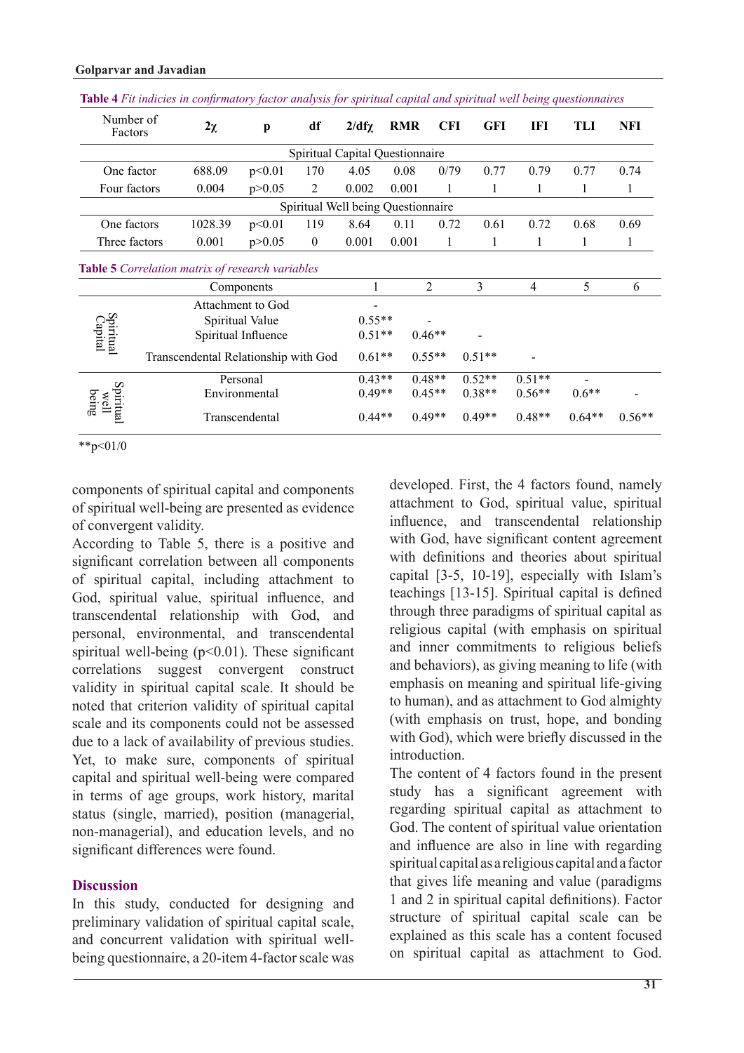**Table 4** *Fit indicies in confirmatory factor analysis for spiritual capital and spiritual well being questionnaires*

| Number of Factors | 2χ | p | df | 2/dfχ | RMR | CFI | GFI | IFI | TLI | NFI |
|---|---|---|---|---|---|---|---|---|---|---|
| Spiritual Capital Questionnaire | | | | | | | | | | |
| One factor | 688.09 | p<0.01 | 170 | 4.05 | 0.08 | 0/79 | 0.77 | 0.79 | 0.77 | 0.74 |
| Four factors | 0.004 | p>0.05 | 2 | 0.002 | 0.001 | 1 | 1 | 1 | 1 | 1 |
| Spiritual Well being Questionnaire | | | | | | | | | | |
| One factors | 1028.39 | p<0.01 | 119 | 8.64 | 0.11 | 0.72 | 0.61 | 0.72 | 0.68 | 0.69 |
| Three factors | 0.001 | p>0.05 | 0 | 0.001 | 0.001 | 1 | 1 | 1 | 1 | 1 |

**Table 5** *Correlation matrix of research variables*

| | Components | 1 | 2 | 3 | 4 | 5 | 6 |
|---|---|---|---|---|---|---|---|
| Spiritual Capital | Attachment to God | - | | | | | |
| | Spiritual Value | 0.55** | - | | | | |
| | Spiritual Influence | 0.51** | 0.46** | - | | | |
| | Transcendental Relationship with God | 0.61** | 0.55** | 0.51** | - | | |
| Spiritual well being | Personal | 0.43** | 0.48** | 0.52** | 0.51** | - | |
| | Environmental | 0.49** | 0.45** | 0.38** | 0.56** | 0.6** | - |
| | Transcendental | 0.44** | 0.49** | 0.49** | 0.48** | 0.64** | 0.56** |

**p<01/0

components of spiritual capital and components of spiritual well-being are presented as evidence of convergent validity.

According to Table 5, there is a positive and significant correlation between all components of spiritual capital, including attachment to God, spiritual value, spiritual influence, and transcendental relationship with God, and personal, environmental, and transcendental spiritual well-being ($p<0.01$). These significant correlations suggest convergent construct validity in spiritual capital scale. It should be noted that criterion validity of spiritual capital scale and its components could not be assessed due to a lack of availability of previous studies. Yet, to make sure, components of spiritual capital and spiritual well-being were compared in terms of age groups, work history, marital status (single, married), position (managerial, non-managerial), and education levels, and no significant differences were found.

## Discussion

In this study, conducted for designing and preliminary validation of spiritual capital scale, and concurrent validation with spiritual well-being questionnaire, a 20-item 4-factor scale was developed. First, the 4 factors found, namely attachment to God, spiritual value, spiritual influence, and transcendental relationship with God, have significant content agreement with definitions and theories about spiritual capital [3-5, 10-19], especially with Islam's teachings [13-15]. Spiritual capital is defined through three paradigms of spiritual capital as religious capital (with emphasis on spiritual and inner commitments to religious beliefs and behaviors), as giving meaning to life (with emphasis on meaning and spiritual life-giving to human), and as attachment to God almighty (with emphasis on trust, hope, and bonding with God), which were briefly discussed in the introduction.

The content of 4 factors found in the present study has a significant agreement with regarding spiritual capital as attachment to God. The content of spiritual value orientation and influence are also in line with regarding spiritual capital as a religious capital and a factor that gives life meaning and value (paradigms 1 and 2 in spiritual capital definitions). Factor structure of spiritual capital scale can be explained as this scale has a content focused on spiritual capital as attachment to God.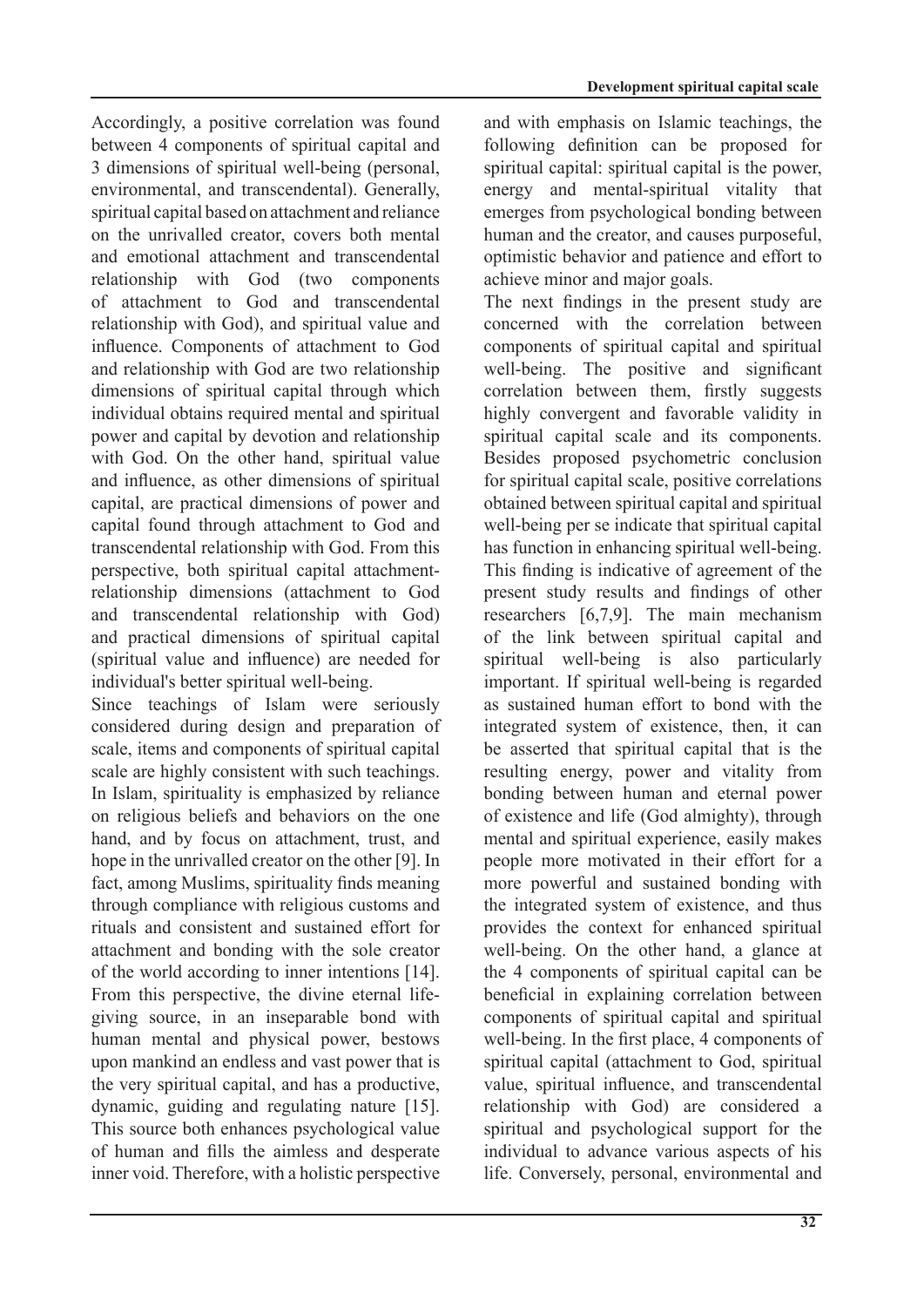Accordingly, a positive correlation was found between 4 components of spiritual capital and 3 dimensions of spiritual well-being (personal, environmental, and transcendental). Generally, spiritual capital based on attachment and reliance on the unrivalled creator, covers both mental and emotional attachment and transcendental relationship with God (two components of attachment to God and transcendental relationship with God), and spiritual value and influence. Components of attachment to God and relationship with God are two relationship dimensions of spiritual capital through which individual obtains required mental and spiritual power and capital by devotion and relationship with God. On the other hand, spiritual value and influence, as other dimensions of spiritual capital, are practical dimensions of power and capital found through attachment to God and transcendental relationship with God. From this perspective, both spiritual capital attachment-relationship dimensions (attachment to God and transcendental relationship with God) and practical dimensions of spiritual capital (spiritual value and influence) are needed for individual's better spiritual well-being.

Since teachings of Islam were seriously considered during design and preparation of scale, items and components of spiritual capital scale are highly consistent with such teachings. In Islam, spirituality is emphasized by reliance on religious beliefs and behaviors on the one hand, and by focus on attachment, trust, and hope in the unrivalled creator on the other [9]. In fact, among Muslims, spirituality finds meaning through compliance with religious customs and rituals and consistent and sustained effort for attachment and bonding with the sole creator of the world according to inner intentions [14]. From this perspective, the divine eternal life-giving source, in an inseparable bond with human mental and physical power, bestows upon mankind an endless and vast power that is the very spiritual capital, and has a productive, dynamic, guiding and regulating nature [15]. This source both enhances psychological value of human and fills the aimless and desperate inner void. Therefore, with a holistic perspective and with emphasis on Islamic teachings, the following definition can be proposed for spiritual capital: spiritual capital is the power, energy and mental-spiritual vitality that emerges from psychological bonding between human and the creator, and causes purposeful, optimistic behavior and patience and effort to achieve minor and major goals.

The next findings in the present study are concerned with the correlation between components of spiritual capital and spiritual well-being. The positive and significant correlation between them, firstly suggests highly convergent and favorable validity in spiritual capital scale and its components. Besides proposed psychometric conclusion for spiritual capital scale, positive correlations obtained between spiritual capital and spiritual well-being per se indicate that spiritual capital has function in enhancing spiritual well-being. This finding is indicative of agreement of the present study results and findings of other researchers [6,7,9]. The main mechanism of the link between spiritual capital and spiritual well-being is also particularly important. If spiritual well-being is regarded as sustained human effort to bond with the integrated system of existence, then, it can be asserted that spiritual capital that is the resulting energy, power and vitality from bonding between human and eternal power of existence and life (God almighty), through mental and spiritual experience, easily makes people more motivated in their effort for a more powerful and sustained bonding with the integrated system of existence, and thus provides the context for enhanced spiritual well-being. On the other hand, a glance at the 4 components of spiritual capital can be beneficial in explaining correlation between components of spiritual capital and spiritual well-being. In the first place, 4 components of spiritual capital (attachment to God, spiritual value, spiritual influence, and transcendental relationship with God) are considered a spiritual and psychological support for the individual to advance various aspects of his life. Conversely, personal, environmental and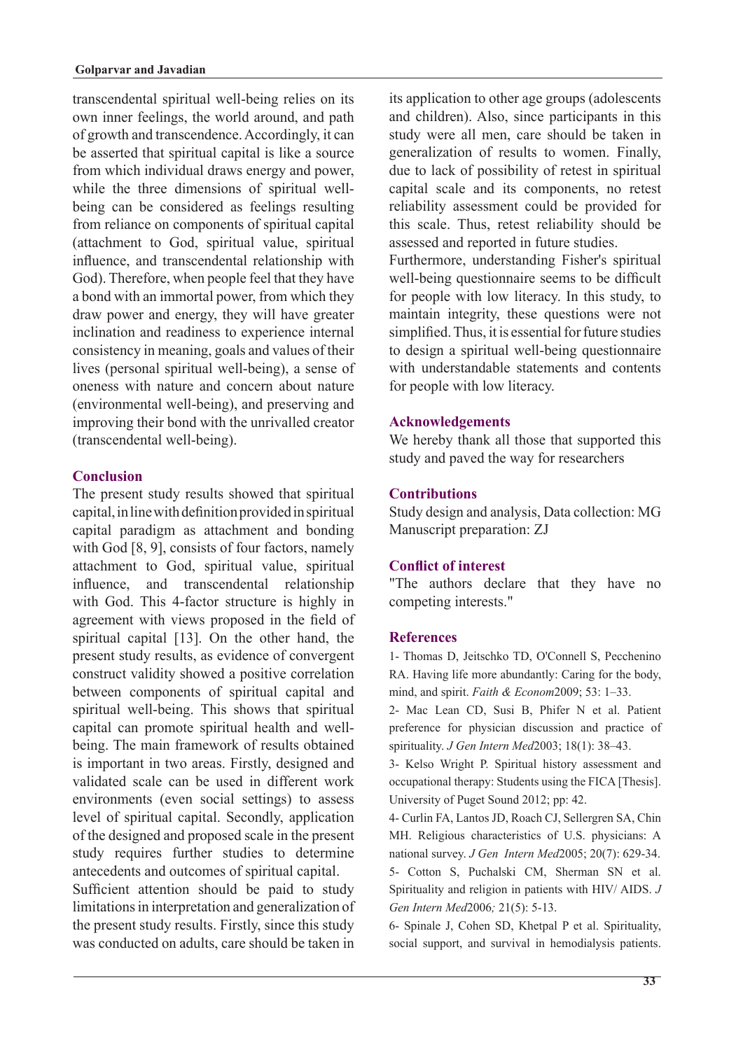transcendental spiritual well-being relies on its own inner feelings, the world around, and path of growth and transcendence. Accordingly, it can be asserted that spiritual capital is like a source from which individual draws energy and power, while the three dimensions of spiritual well-being can be considered as feelings resulting from reliance on components of spiritual capital (attachment to God, spiritual value, spiritual influence, and transcendental relationship with God). Therefore, when people feel that they have a bond with an immortal power, from which they draw power and energy, they will have greater inclination and readiness to experience internal consistency in meaning, goals and values of their lives (personal spiritual well-being), a sense of oneness with nature and concern about nature (environmental well-being), and preserving and improving their bond with the unrivalled creator (transcendental well-being).

## Conclusion

The present study results showed that spiritual capital, in line with definition provided in spiritual capital paradigm as attachment and bonding with God [8, 9], consists of four factors, namely attachment to God, spiritual value, spiritual influence, and transcendental relationship with God. This 4-factor structure is highly in agreement with views proposed in the field of spiritual capital [13]. On the other hand, the present study results, as evidence of convergent construct validity showed a positive correlation between components of spiritual capital and spiritual well-being. This shows that spiritual capital can promote spiritual health and well-being. The main framework of results obtained is important in two areas. Firstly, designed and validated scale can be used in different work environments (even social settings) to assess level of spiritual capital. Secondly, application of the designed and proposed scale in the present study requires further studies to determine antecedents and outcomes of spiritual capital.

Sufficient attention should be paid to study limitations in interpretation and generalization of the present study results. Firstly, since this study was conducted on adults, care should be taken in its application to other age groups (adolescents and children). Also, since participants in this study were all men, care should be taken in generalization of results to women. Finally, due to lack of possibility of retest in spiritual capital scale and its components, no retest reliability assessment could be provided for this scale. Thus, retest reliability should be assessed and reported in future studies.

Furthermore, understanding Fisher's spiritual well-being questionnaire seems to be difficult for people with low literacy. In this study, to maintain integrity, these questions were not simplified. Thus, it is essential for future studies to design a spiritual well-being questionnaire with understandable statements and contents for people with low literacy.

## Acknowledgements

We hereby thank all those that supported this study and paved the way for researchers

## Contributions

Study design and analysis, Data collection: MG
Manuscript preparation: ZJ

## Conflict of interest

"The authors declare that they have no competing interests."

## References

1- Thomas D, Jeitschko TD, O'Connell S, Pecchenino RA. Having life more abundantly: Caring for the body, mind, and spirit. *Faith & Econom*2009; 53: 1–33.

2- Mac Lean CD, Susi B, Phifer N et al. Patient preference for physician discussion and practice of spirituality. *J Gen Intern Med*2003; 18(1): 38–43.

3- Kelso Wright P. Spiritual history assessment and occupational therapy: Students using the FICA [Thesis]. University of Puget Sound 2012; pp: 42.

4- Curlin FA, Lantos JD, Roach CJ, Sellergren SA, Chin MH. Religious characteristics of U.S. physicians: A national survey. *J Gen Intern Med*2005; 20(7): 629-34.

5- Cotton S, Puchalski CM, Sherman SN et al. Spirituality and religion in patients with HIV/ AIDS. *J Gen Intern Med*2006*;* 21(5): 5-13.

6- Spinale J, Cohen SD, Khetpal P et al. Spirituality, social support, and survival in hemodialysis patients.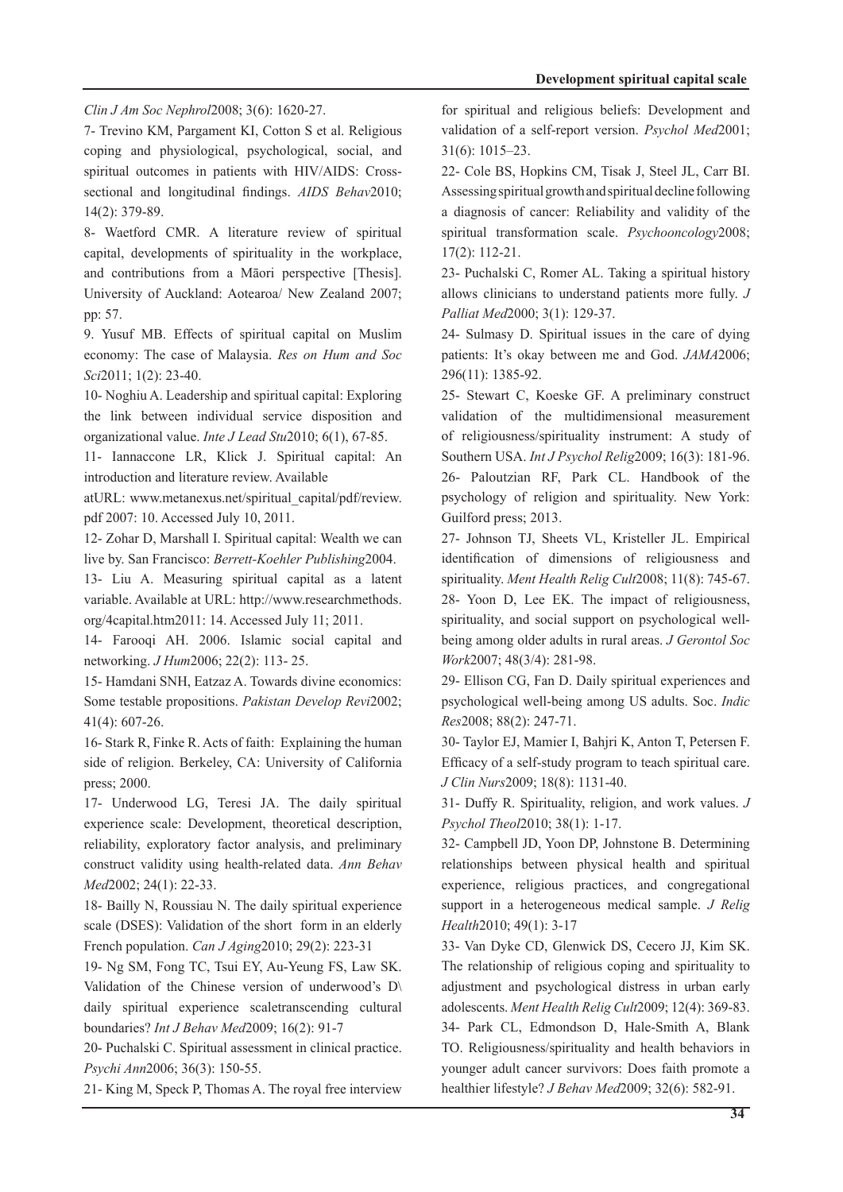*Clin J Am Soc Nephrol*2008; 3(6): 1620-27.

7- Trevino KM, Pargament KI, Cotton S et al. Religious coping and physiological, psychological, social, and spiritual outcomes in patients with HIV/AIDS: Cross-sectional and longitudinal findings. *AIDS Behav*2010; 14(2): 379-89.

8- Waetford CMR. A literature review of spiritual capital, developments of spirituality in the workplace, and contributions from a Māori perspective [Thesis]. University of Auckland: Aotearoa/ New Zealand 2007; pp: 57.

9. Yusuf MB. Effects of spiritual capital on Muslim economy: The case of Malaysia. *Res on Hum and Soc Sci*2011; 1(2): 23-40.

10- Noghiu A. Leadership and spiritual capital: Exploring the link between individual service disposition and organizational value. *Inte J Lead Stu*2010; 6(1), 67-85.

11- Iannaccone LR, Klick J. Spiritual capital: An introduction and literature review. Available atURL: www.metanexus.net/spiritual_capital/pdf/review.pdf 2007: 10. Accessed July 10, 2011.

12- Zohar D, Marshall I. Spiritual capital: Wealth we can live by. San Francisco: *Berrett-Koehler Publishing*2004.

13- Liu A. Measuring spiritual capital as a latent variable. Available at URL: http://www.researchmethods.org/4capital.htm2011: 14. Accessed July 11; 2011.

14- Farooqi AH. 2006. Islamic social capital and networking. *J Hum*2006; 22(2): 113- 25.

15- Hamdani SNH, Eatzaz A. Towards divine economics: Some testable propositions. *Pakistan Develop Revi*2002; 41(4): 607-26.

16- Stark R, Finke R. Acts of faith: Explaining the human side of religion. Berkeley, CA: University of California press; 2000.

17- Underwood LG, Teresi JA. The daily spiritual experience scale: Development, theoretical description, reliability, exploratory factor analysis, and preliminary construct validity using health-related data. *Ann Behav Med*2002; 24(1): 22-33.

18- Bailly N, Roussiau N. The daily spiritual experience scale (DSES): Validation of the short form in an elderly French population. *Can J Aging*2010; 29(2): 223-31

19- Ng SM, Fong TC, Tsui EY, Au-Yeung FS, Law SK. Validation of the Chinese version of underwood's D\ daily spiritual experience scaletranscending cultural boundaries? *Int J Behav Med*2009; 16(2): 91-7

20- Puchalski C. Spiritual assessment in clinical practice. *Psychi Ann*2006; 36(3): 150-55.

21- King M, Speck P, Thomas A. The royal free interview for spiritual and religious beliefs: Development and validation of a self-report version. *Psychol Med*2001; 31(6): 1015–23.

22- Cole BS, Hopkins CM, Tisak J, Steel JL, Carr BI. Assessing spiritual growth and spiritual decline following a diagnosis of cancer: Reliability and validity of the spiritual transformation scale. *Psychooncology*2008; 17(2): 112-21.

23- Puchalski C, Romer AL. Taking a spiritual history allows clinicians to understand patients more fully. *J Palliat Med*2000; 3(1): 129-37.

24- Sulmasy D. Spiritual issues in the care of dying patients: It's okay between me and God. *JAMA*2006; 296(11): 1385-92.

25- Stewart C, Koeske GF. A preliminary construct validation of the multidimensional measurement of religiousness/spirituality instrument: A study of Southern USA. *Int J Psychol Relig*2009; 16(3): 181-96.

26- Paloutzian RF, Park CL. Handbook of the psychology of religion and spirituality. New York: Guilford press; 2013.

27- Johnson TJ, Sheets VL, Kristeller JL. Empirical identification of dimensions of religiousness and spirituality. *Ment Health Relig Cult*2008; 11(8): 745-67.

28- Yoon D, Lee EK. The impact of religiousness, spirituality, and social support on psychological well-being among older adults in rural areas. *J Gerontol Soc Work*2007; 48(3/4): 281-98.

29- Ellison CG, Fan D. Daily spiritual experiences and psychological well-being among US adults. Soc. *Indic Res*2008; 88(2): 247-71.

30- Taylor EJ, Mamier I, Bahjri K, Anton T, Petersen F. Efficacy of a self-study program to teach spiritual care. *J Clin Nurs*2009; 18(8): 1131-40.

31- Duffy R. Spirituality, religion, and work values. *J Psychol Theol*2010; 38(1): 1-17.

32- Campbell JD, Yoon DP, Johnstone B. Determining relationships between physical health and spiritual experience, religious practices, and congregational support in a heterogeneous medical sample. *J Relig Health*2010; 49(1): 3-17

33- Van Dyke CD, Glenwick DS, Cecero JJ, Kim SK. The relationship of religious coping and spirituality to adjustment and psychological distress in urban early adolescents. *Ment Health Relig Cult*2009; 12(4): 369-83.

34- Park CL, Edmondson D, Hale-Smith A, Blank TO. Religiousness/spirituality and health behaviors in younger adult cancer survivors: Does faith promote a healthier lifestyle? *J Behav Med*2009; 32(6): 582-91.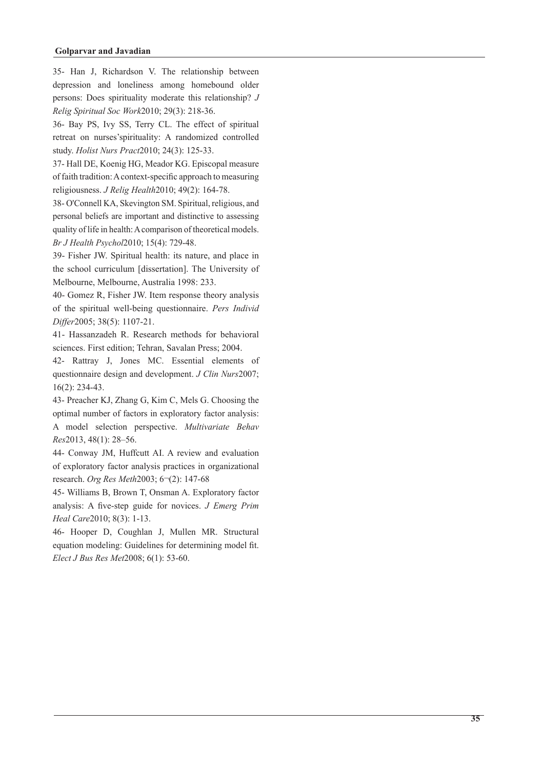35- Han J, Richardson V. The relationship between depression and loneliness among homebound older persons: Does spirituality moderate this relationship? *J Relig Spiritual Soc Work*2010; 29(3): 218-36.

36- Bay PS, Ivy SS, Terry CL. The effect of spiritual retreat on nurses'spirituality: A randomized controlled study. *Holist Nurs Pract*2010; 24(3): 125-33.

37- Hall DE, Koenig HG, Meador KG. Episcopal measure of faith tradition: A context-specific approach to measuring religiousness. *J Relig Health*2010; 49(2): 164-78.

38- O'Connell KA, Skevington SM. Spiritual, religious, and personal beliefs are important and distinctive to assessing quality of life in health: A comparison of theoretical models. *Br J Health Psychol*2010; 15(4): 729-48.

39- Fisher JW. Spiritual health: its nature, and place in the school curriculum [dissertation]. The University of Melbourne, Melbourne, Australia 1998: 233.

40- Gomez R, Fisher JW. Item response theory analysis of the spiritual well-being questionnaire. *Pers Individ Differ*2005; 38(5): 1107-21.

41- Hassanzadeh R. Research methods for behavioral sciences. First edition; Tehran, Savalan Press; 2004.

42- Rattray J, Jones MC. Essential elements of questionnaire design and development. *J Clin Nurs*2007; 16(2): 234-43.

43- Preacher KJ, Zhang G, Kim C, Mels G. Choosing the optimal number of factors in exploratory factor analysis: A model selection perspective. *Multivariate Behav Res*2013, 48(1): 28–56.

44- Conway JM, Huffcutt AI. A review and evaluation of exploratory factor analysis practices in organizational research. *Org Res Meth*2003; 6¬(2): 147-68

45- Williams B, Brown T, Onsman A. Exploratory factor analysis: A five-step guide for novices. *J Emerg Prim Heal Care*2010; 8(3): 1-13.

46- Hooper D, Coughlan J, Mullen MR. Structural equation modeling: Guidelines for determining model fit. *Elect J Bus Res Met*2008; 6(1): 53-60.